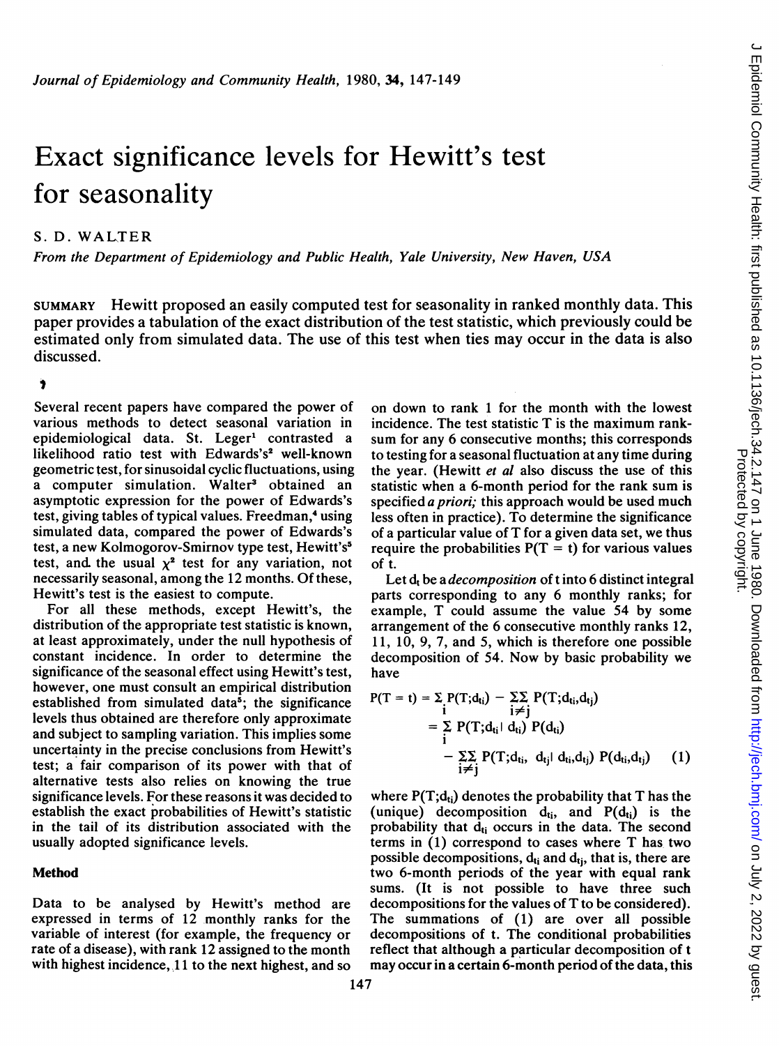# Exact significance levels for Hewitt's test for seasonality

S. D. WALTER

*From the Department of Epidemiology and Public Health, Yale University, New Haven, USA*

SUMMARY Hewitt proposed an easily computed test for seasonality in ranked monthly data. This paper provides a tabulation of the exact distribution of the test statistic, which previously could be estimated only from simulated data. The use of this test when ties may occur in the data is also discussed.

Several recent papers have compared the power of various methods to detect seasonal variation in epidemiological data. St. Leger[1] contrasted a likelihood ratio test with Edwards's[2] well-known geometric test, for sinusoidal cyclic fluctuations, using a computer simulation. Walter[3] obtained an asymptotic expression for the power of Edwards's test, giving tables of typical values. Freedman,[4] using simulated data, compared the power of Edwards's test, a new Kolmogorov-Smirnov type test, Hewitt's[5] test, and the usual $\chi^2$ test for any variation, not necessarily seasonal, among the 12 months. Of these, Hewitt's test is the easiest to compute.

For all these methods, except Hewitt's, the distribution of the appropriate test statistic is known, at least approximately, under the null hypothesis of constant incidence. In order to determine the significance of the seasonal effect using Hewitt's test, however, one must consult an empirical distribution established from simulated data[5]; the significance levels thus obtained are therefore only approximate and subject to sampling variation. This implies some uncertainty in the precise conclusions from Hewitt's test; a fair comparison of its power with that of alternative tests also relies on knowing the true significance levels. For these reasons it was decided to establish the exact probabilities of Hewitt's statistic in the tail of its distribution associated with the usually adopted significance levels.

## Method

Data to be analysed by Hewitt's method are expressed in terms of 12 monthly ranks for the variable of interest (for example, the frequency or rate of a disease), with rank 12 assigned to the month with highest incidence, 11 to the next highest, and so on down to rank 1 for the month with the lowest incidence. The test statistic T is the maximum rank-sum for any 6 consecutive months; this corresponds to testing for a seasonal fluctuation at any time during the year. (Hewitt *et al* also discuss the use of this statistic when a 6-month period for the rank sum is specified *a priori;* this approach would be used much less often in practice). To determine the significance of a particular value of T for a given data set, we thus require the probabilities $P(T = t)$ for various values of t.

Let $d_t$ be a *decomposition* of t into 6 distinct integral parts corresponding to any 6 monthly ranks; for example, T could assume the value 54 by some arrangement of the 6 consecutive monthly ranks 12, 11, 10, 9, 7, and 5, which is therefore one possible decomposition of 54. Now by basic probability we have

$$
\begin{aligned}
P(T = t) &= \sum_i P(T;d_{ti}) - \sum\sum_{i \neq j} P(T;d_{ti},d_{tj}) \\
&= \sum_i P(T;d_{ti} \mid d_{ti})\, P(d_{ti}) \\
&\quad - \sum\sum_{i \neq j} P(T;d_{ti}, d_{tj} \mid d_{ti},d_{tj})\, P(d_{ti},d_{tj}) \qquad (1)
\end{aligned}
$$

where $P(T;d_{ti})$ denotes the probability that T has the (unique) decomposition $d_{ti}$, and $P(d_{ti})$ is the probability that $d_{ti}$ occurs in the data. The second terms in (1) correspond to cases where T has two possible decompositions, $d_{ti}$ and $d_{tj}$, that is, there are two 6-month periods of the year with equal rank sums. (It is not possible to have three such decompositions for the values of T to be considered). The summations of (1) are over all possible decompositions of t. The conditional probabilities reflect that although a particular decomposition of t may occur in a certain 6-month period of the data, this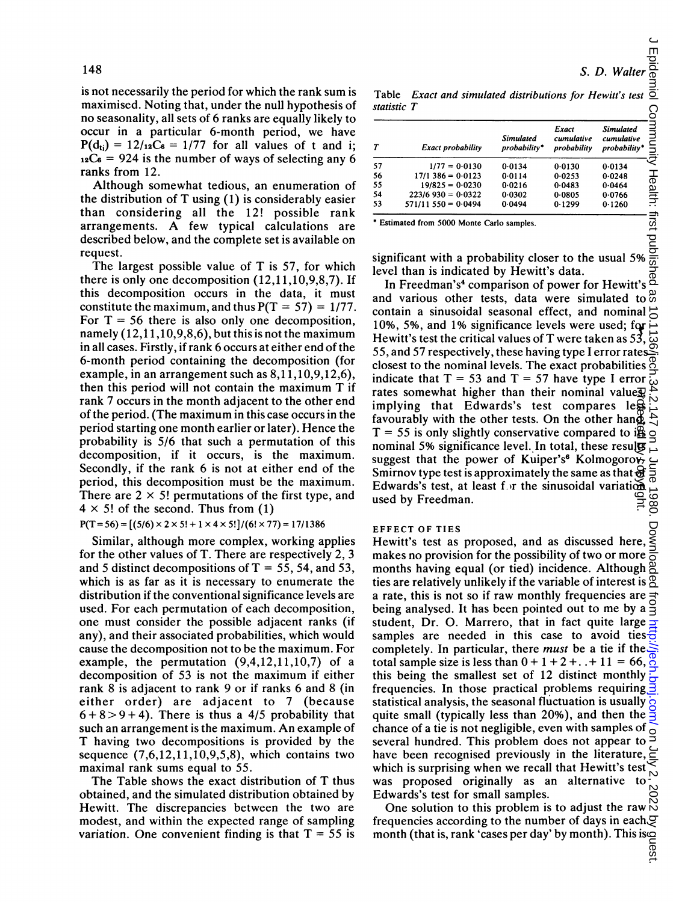is not necessarily the period for which the rank sum is maximised. Noting that, under the null hypothesis of no seasonality, all sets of 6 ranks are equally likely to occur in a particular 6-month period, we have $P(d_{ti}) = 12/{}_{12}C_6 = 1/77$ for all values of t and i; ${}_{12}C_6 = 924$ is the number of ways of selecting any 6 ranks from 12.

Although somewhat tedious, an enumeration of the distribution of T using (1) is considerably easier than considering all the 12! possible rank arrangements. A few typical calculations are described below, and the complete set is available on request.

The largest possible value of T is 57, for which there is only one decomposition (12,11,10,9,8,7). If this decomposition occurs in the data, it must constitute the maximum, and thus $P(T = 57) = 1/77$. For $T = 56$ there is also only one decomposition, namely (12,11,10,9,8,6), but this is not the maximum in all cases. Firstly, if rank 6 occurs at either end of the 6-month period containing the decomposition (for example, in an arrangement such as 8,11,10,9,12,6), then this period will not contain the maximum T if rank 7 occurs in the month adjacent to the other end of the period. (The maximum in this case occurs in the period starting one month earlier or later). Hence the probability is 5/6 that such a permutation of this decomposition, if it occurs, is the maximum. Secondly, if the rank 6 is not at either end of the period, this decomposition must be the maximum. There are $2 \times 5!$ permutations of the first type, and $4 \times 5!$ of the second. Thus from (1)

$$P(T=56) = [(5/6) \times 2 \times 5! + 1 \times 4 \times 5!]/(6! \times 77) = 17/1386$$

Similar, although more complex, working applies for the other values of T. There are respectively 2, 3 and 5 distinct decompositions of T = 55, 54, and 53, which is as far as it is necessary to enumerate the distribution if the conventional significance levels are used. For each permutation of each decomposition, one must consider the possible adjacent ranks (if any), and their associated probabilities, which would cause the decomposition not to be the maximum. For example, the permutation (9,4,12,11,10,7) of a decomposition of 53 is not the maximum if either rank 8 is adjacent to rank 9 or if ranks 6 and 8 (in either order) are adjacent to 7 (because $6+8>9+4$). There is thus a 4/5 probability that such an arrangement is the maximum. An example of T having two decompositions is provided by the sequence (7,6,12,11,10,9,5,8), which contains two maximal rank sums equal to 55.

The Table shows the exact distribution of T thus obtained, and the simulated distribution obtained by Hewitt. The discrepancies between the two are modest, and within the expected range of sampling variation. One convenient finding is that T = 55 is significant with a probability closer to the usual 5% level than is indicated by Hewitt's data.

Table *Exact and simulated distributions for Hewitt's test statistic T*

| T | Exact probability | Simulated probability* | Exact cumulative probability | Simulated cumulative probability* |
|---|---|---|---|---|
| 57 | 1/77 = 0·0130 | 0·0134 | 0·0130 | 0·0134 |
| 56 | 17/1 386 = 0·0123 | 0·0114 | 0·0253 | 0·0248 |
| 55 | 19/825 = 0·0230 | 0·0216 | 0·0483 | 0·0464 |
| 54 | 223/6 930 = 0·0322 | 0·0302 | 0·0805 | 0·0766 |
| 53 | 571/11 550 = 0·0494 | 0·0494 | 0·1299 | 0·1260 |

\* Estimated from 5000 Monte Carlo samples.

In Freedman's[4] comparison of power for Hewitt's and various other tests, data were simulated to contain a sinusoidal seasonal effect, and nominal 10%, 5%, and 1% significance levels were used; for Hewitt's test the critical values of T were taken as 53, 55, and 57 respectively, these having type I error rates closest to the nominal levels. The exact probabilities indicate that T = 53 and T = 57 have type I error rates somewhat higher than their nominal values, implying that Edwards's test compares less favourably with the other tests. On the other hand, T = 55 is only slightly conservative compared to its nominal 5% significance level. In total, these results suggest that the power of Kuiper's[6] Kolmogorov-Smirnov type test is approximately the same as that of Edwards's test, at least for the sinusoidal variation used by Freedman.

## EFFECT OF TIES

Hewitt's test as proposed, and as discussed here, makes no provision for the possibility of two or more months having equal (or tied) incidence. Although ties are relatively unlikely if the variable of interest is a rate, this is not so if raw monthly frequencies are being analysed. It has been pointed out to me by a student, Dr. O. Marrero, that in fact quite large samples are needed in this case to avoid ties completely. In particular, there *must* be a tie if the total sample size is less than $0+1+2+..+11 = 66$, this being the smallest set of 12 distinct monthly frequencies. In those practical problems requiring statistical analysis, the seasonal fluctuation is usually quite small (typically less than 20%), and then the chance of a tie is not negligible, even with samples of several hundred. This problem does not appear to have been recognised previously in the literature, which is surprising when we recall that Hewitt's test was proposed originally as an alternative to Edwards's test for small samples.

One solution to this problem is to adjust the raw frequencies according to the number of days in each month (that is, rank 'cases per day' by month). This is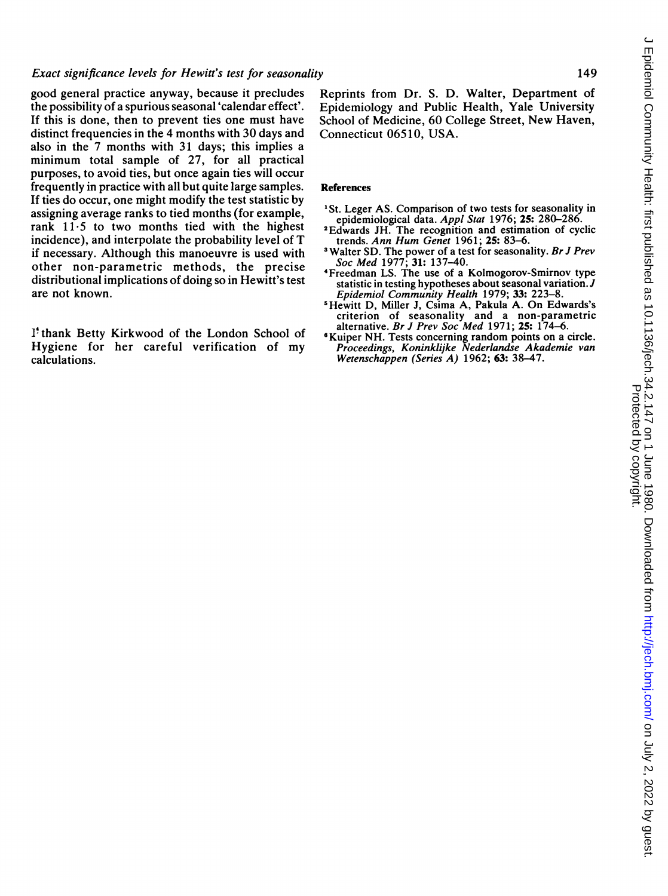good general practice anyway, because it precludes the possibility of a spurious seasonal 'calendar effect'. If this is done, then to prevent ties one must have distinct frequencies in the 4 months with 30 days and also in the 7 months with 31 days; this implies a minimum total sample of 27, for all practical purposes, to avoid ties, but once again ties will occur frequently in practice with all but quite large samples. If ties do occur, one might modify the test statistic by assigning average ranks to tied months (for example, rank 11·5 to two months tied with the highest incidence), and interpolate the probability level of T if necessary. Although this manoeuvre is used with other non-parametric methods, the precise distributional implications of doing so in Hewitt's test are not known.

I thank Betty Kirkwood of the London School of Hygiene for her careful verification of my calculations.

Reprints from Dr. S. D. Walter, Department of Epidemiology and Public Health, Yale University School of Medicine, 60 College Street, New Haven, Connecticut 06510, USA.

## References

[1] St. Leger AS. Comparison of two tests for seasonality in epidemiological data. *Appl Stat* 1976; **25:** 280–286.

[2] Edwards JH. The recognition and estimation of cyclic trends. *Ann Hum Genet* 1961; **25:** 83–6.

[3] Walter SD. The power of a test for seasonality. *Br J Prev Soc Med* 1977; **31:** 137–40.

[4] Freedman LS. The use of a Kolmogorov-Smirnov type statistic in testing hypotheses about seasonal variation. *J Epidemiol Community Health* 1979; **33:** 223–8.

[5] Hewitt D, Miller J, Csima A, Pakula A. On Edwards's criterion of seasonality and a non-parametric alternative. *Br J Prev Soc Med* 1971; **25:** 174–6.

[6] Kuiper NH. Tests concerning random points on a circle. *Proceedings, Koninklijke Nederlandse Akademie van Wetenschappen (Series A)* 1962; **63:** 38–47.